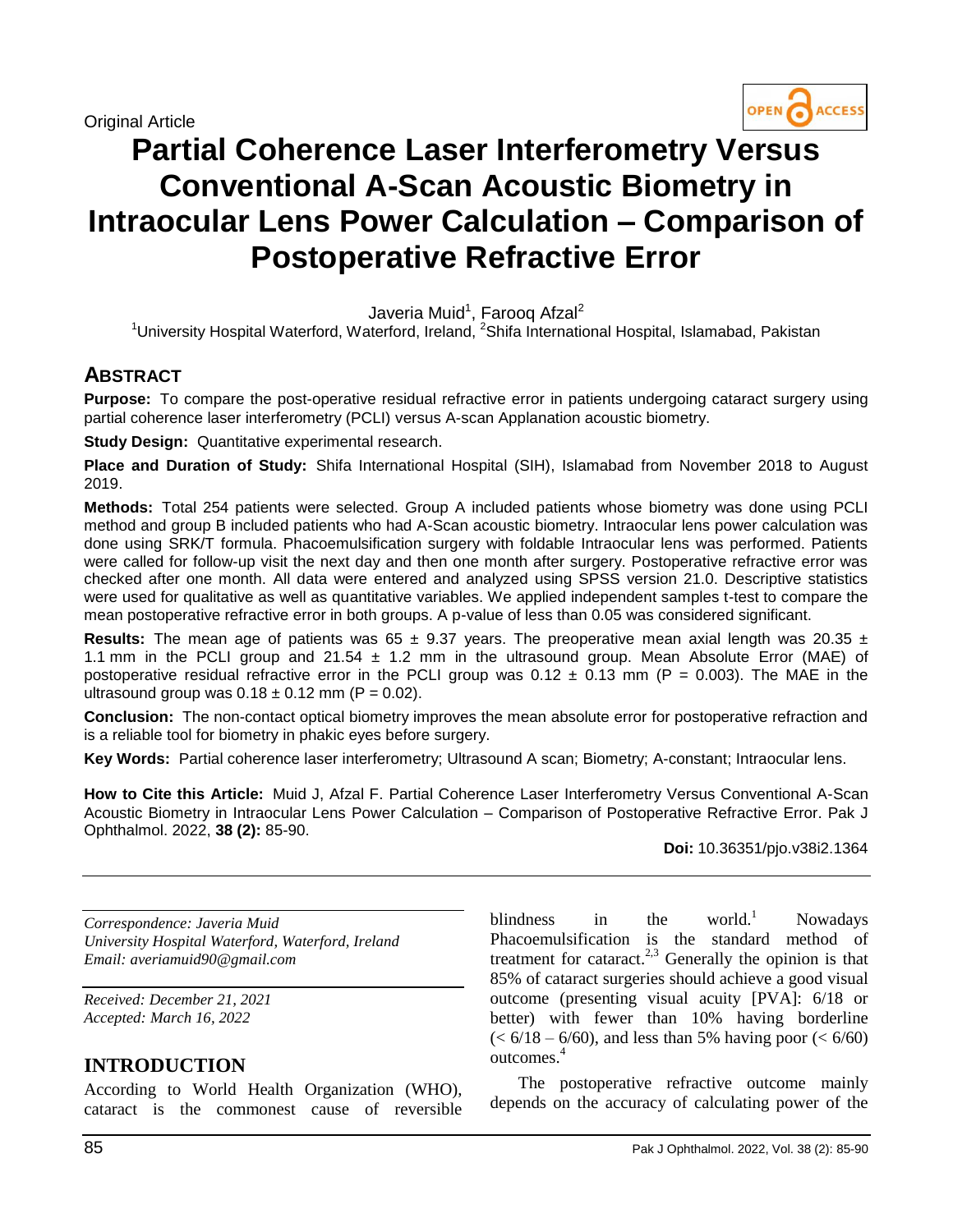Original Article

# Partial Coherence Laser Interferometry Versus Conventional A-Scan Acoustic Biometry in Intraocular Lens Power Calculation – Comparison of Postoperative Refractive Error

Javeria Muid[1], Farooq Afzal[2]

[1]University Hospital Waterford, Waterford, Ireland, [2]Shifa International Hospital, Islamabad, Pakistan

## ABSTRACT

**Purpose:** To compare the post-operative residual refractive error in patients undergoing cataract surgery using partial coherence laser interferometry (PCLI) versus A-scan Applanation acoustic biometry.

**Study Design:** Quantitative experimental research.

**Place and Duration of Study:** Shifa International Hospital (SIH), Islamabad from November 2018 to August 2019.

**Methods:** Total 254 patients were selected. Group A included patients whose biometry was done using PCLI method and group B included patients who had A-Scan acoustic biometry. Intraocular lens power calculation was done using SRK/T formula. Phacoemulsification surgery with foldable Intraocular lens was performed. Patients were called for follow-up visit the next day and then one month after surgery. Postoperative refractive error was checked after one month. All data were entered and analyzed using SPSS version 21.0. Descriptive statistics were used for qualitative as well as quantitative variables. We applied independent samples t-test to compare the mean postoperative refractive error in both groups. A p-value of less than 0.05 was considered significant.

**Results:** The mean age of patients was 65 ± 9.37 years. The preoperative mean axial length was 20.35 ± 1.1 mm in the PCLI group and 21.54 ± 1.2 mm in the ultrasound group. Mean Absolute Error (MAE) of postoperative residual refractive error in the PCLI group was 0.12 ± 0.13 mm (P = 0.003). The MAE in the ultrasound group was 0.18 ± 0.12 mm (P = 0.02).

**Conclusion:** The non-contact optical biometry improves the mean absolute error for postoperative refraction and is a reliable tool for biometry in phakic eyes before surgery.

**Key Words:** Partial coherence laser interferometry; Ultrasound A scan; Biometry; A-constant; Intraocular lens.

**How to Cite this Article:** Muid J, Afzal F. Partial Coherence Laser Interferometry Versus Conventional A-Scan Acoustic Biometry in Intraocular Lens Power Calculation – Comparison of Postoperative Refractive Error. Pak J Ophthalmol. 2022, **38 (2):** 85-90.

**Doi:** 10.36351/pjo.v38i2.1364

*Correspondence: Javeria Muid*
*University Hospital Waterford, Waterford, Ireland*
*Email: averiamuid90@gmail.com*

*Received: December 21, 2021*
*Accepted: March 16, 2022*

## INTRODUCTION

According to World Health Organization (WHO), cataract is the commonest cause of reversible blindness in the world.[1] Nowadays Phacoemulsification is the standard method of treatment for cataract.[2,3] Generally the opinion is that 85% of cataract surgeries should achieve a good visual outcome (presenting visual acuity [PVA]: 6/18 or better) with fewer than 10% having borderline (< 6/18 – 6/60), and less than 5% having poor (< 6/60) outcomes.[4]

The postoperative refractive outcome mainly depends on the accuracy of calculating power of the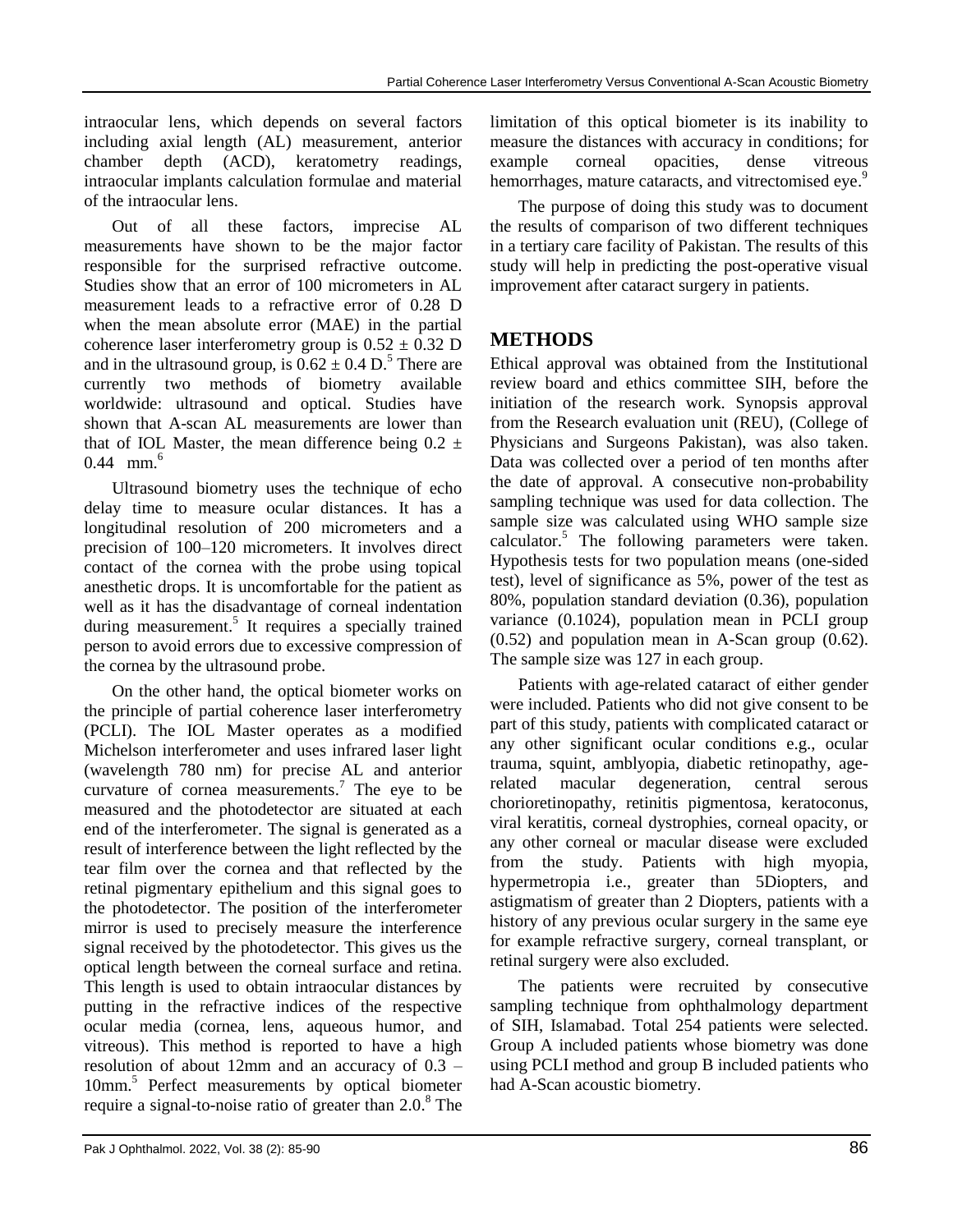intraocular lens, which depends on several factors including axial length (AL) measurement, anterior chamber depth (ACD), keratometry readings, intraocular implants calculation formulae and material of the intraocular lens.

Out of all these factors, imprecise AL measurements have shown to be the major factor responsible for the surprised refractive outcome. Studies show that an error of 100 micrometers in AL measurement leads to a refractive error of 0.28 D when the mean absolute error (MAE) in the partial coherence laser interferometry group is $0.52 \pm 0.32$ D and in the ultrasound group, is $0.62 \pm 0.4$ D.[5] There are currently two methods of biometry available worldwide: ultrasound and optical. Studies have shown that A-scan AL measurements are lower than that of IOL Master, the mean difference being $0.2 \pm 0.44$ mm.[6]

Ultrasound biometry uses the technique of echo delay time to measure ocular distances. It has a longitudinal resolution of 200 micrometers and a precision of 100–120 micrometers. It involves direct contact of the cornea with the probe using topical anesthetic drops. It is uncomfortable for the patient as well as it has the disadvantage of corneal indentation during measurement.[5] It requires a specially trained person to avoid errors due to excessive compression of the cornea by the ultrasound probe.

On the other hand, the optical biometer works on the principle of partial coherence laser interferometry (PCLI). The IOL Master operates as a modified Michelson interferometer and uses infrared laser light (wavelength 780 nm) for precise AL and anterior curvature of cornea measurements.[7] The eye to be measured and the photodetector are situated at each end of the interferometer. The signal is generated as a result of interference between the light reflected by the tear film over the cornea and that reflected by the retinal pigmentary epithelium and this signal goes to the photodetector. The position of the interferometer mirror is used to precisely measure the interference signal received by the photodetector. This gives us the optical length between the corneal surface and retina. This length is used to obtain intraocular distances by putting in the refractive indices of the respective ocular media (cornea, lens, aqueous humor, and vitreous). This method is reported to have a high resolution of about 12mm and an accuracy of 0.3 – 10mm.[5] Perfect measurements by optical biometer require a signal-to-noise ratio of greater than 2.0.[8] The limitation of this optical biometer is its inability to measure the distances with accuracy in conditions; for example corneal opacities, dense vitreous hemorrhages, mature cataracts, and vitrectomised eye.[9]

The purpose of doing this study was to document the results of comparison of two different techniques in a tertiary care facility of Pakistan. The results of this study will help in predicting the post-operative visual improvement after cataract surgery in patients.

## METHODS

Ethical approval was obtained from the Institutional review board and ethics committee SIH, before the initiation of the research work. Synopsis approval from the Research evaluation unit (REU), (College of Physicians and Surgeons Pakistan), was also taken. Data was collected over a period of ten months after the date of approval. A consecutive non-probability sampling technique was used for data collection. The sample size was calculated using WHO sample size calculator.[5] The following parameters were taken. Hypothesis tests for two population means (one-sided test), level of significance as 5%, power of the test as 80%, population standard deviation (0.36), population variance (0.1024), population mean in PCLI group (0.52) and population mean in A-Scan group (0.62). The sample size was 127 in each group.

Patients with age-related cataract of either gender were included. Patients who did not give consent to be part of this study, patients with complicated cataract or any other significant ocular conditions e.g., ocular trauma, squint, amblyopia, diabetic retinopathy, age-related macular degeneration, central serous chorioretinopathy, retinitis pigmentosa, keratoconus, viral keratitis, corneal dystrophies, corneal opacity, or any other corneal or macular disease were excluded from the study. Patients with high myopia, hypermetropia i.e., greater than 5Diopters, and astigmatism of greater than 2 Diopters, patients with a history of any previous ocular surgery in the same eye for example refractive surgery, corneal transplant, or retinal surgery were also excluded.

The patients were recruited by consecutive sampling technique from ophthalmology department of SIH, Islamabad. Total 254 patients were selected. Group A included patients whose biometry was done using PCLI method and group B included patients who had A-Scan acoustic biometry.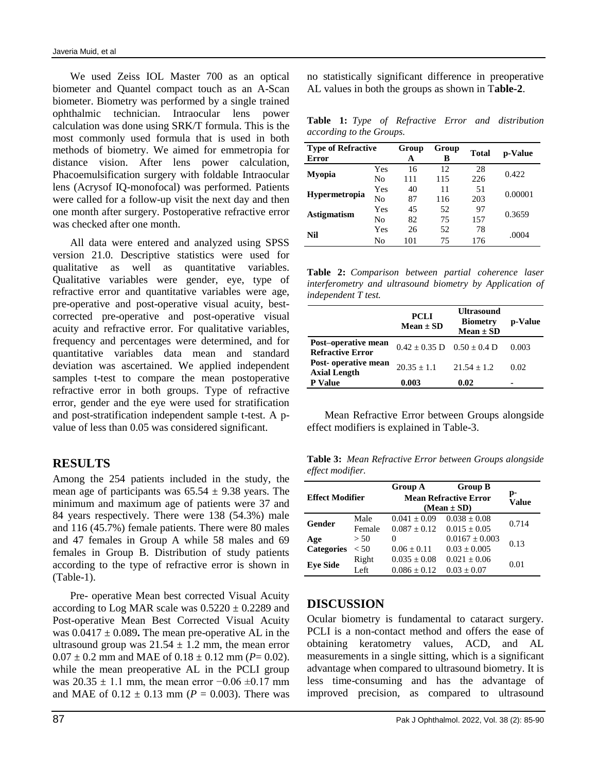We used Zeiss IOL Master 700 as an optical biometer and Quantel compact touch as an A-Scan biometer. Biometry was performed by a single trained ophthalmic technician. Intraocular lens power calculation was done using SRK/T formula. This is the most commonly used formula that is used in both methods of biometry. We aimed for emmetropia for distance vision. After lens power calculation, Phacoemulsification surgery with foldable Intraocular lens (Acrysof IQ-monofocal) was performed. Patients were called for a follow-up visit the next day and then one month after surgery. Postoperative refractive error was checked after one month.

All data were entered and analyzed using SPSS version 21.0. Descriptive statistics were used for qualitative as well as quantitative variables. Qualitative variables were gender, eye, type of refractive error and quantitative variables were age, pre-operative and post-operative visual acuity, best-corrected pre-operative and post-operative visual acuity and refractive error. For qualitative variables, frequency and percentages were determined, and for quantitative variables data mean and standard deviation was ascertained. We applied independent samples t-test to compare the mean postoperative refractive error in both groups. Type of refractive error, gender and the eye were used for stratification and post-stratification independent sample t-test. A p-value of less than 0.05 was considered significant.

## RESULTS

Among the 254 patients included in the study, the mean age of participants was 65.54 ± 9.38 years. The minimum and maximum age of patients were 37 and 84 years respectively. There were 138 (54.3%) male and 116 (45.7%) female patients. There were 80 males and 47 females in Group A while 58 males and 69 females in Group B. Distribution of study patients according to the type of refractive error is shown in (Table-1).

Pre- operative Mean best corrected Visual Acuity according to Log MAR scale was 0.5220 ± 0.2289 and Post-operative Mean Best Corrected Visual Acuity was 0.0417 ± 0.089**.** The mean pre-operative AL in the ultrasound group was 21.54 ± 1.2 mm, the mean error 0.07 ± 0.2 mm and MAE of 0.18 ± 0.12 mm (*P*= 0.02). while the mean preoperative AL in the PCLI group was 20.35 ± 1.1 mm, the mean error −0.06 ±0.17 mm and MAE of 0.12 ± 0.13 mm (*P* = 0.003). There was no statistically significant difference in preoperative AL values in both the groups as shown in T**able-2**.

**Table 1:** *Type of Refractive Error and distribution according to the Groups.*

| Type of Refractive Error | | Group A | Group B | Total | p-Value |
|---|---|---|---|---|---|
| **Myopia** | Yes | 16 | 12 | 28 | 0.422 |
| | No | 111 | 115 | 226 | |
| **Hypermetropia** | Yes | 40 | 11 | 51 | 0.00001 |
| | No | 87 | 116 | 203 | |
| **Astigmatism** | Yes | 45 | 52 | 97 | 0.3659 |
| | No | 82 | 75 | 157 | |
| **Nil** | Yes | 26 | 52 | 78 | .0004 |
| | No | 101 | 75 | 176 | |

**Table 2:** *Comparison between partial coherence laser interferometry and ultrasound biometry by Application of independent T test.*

| | PCLI Mean ± SD | Ultrasound Biometry Mean ± SD | p-Value |
|---|---|---|---|
| **Post–operative mean Refractive Error** | 0.42 ± 0.35 D | 0.50 ± 0.4 D | 0.003 |
| **Post- operative mean Axial Length** | 20.35 ± 1.1 | 21.54 ± 1.2 | 0.02 |
| **P Value** | **0.003** | **0.02** | **-** |

Mean Refractive Error between Groups alongside effect modifiers is explained in Table-3.

**Table 3:** *Mean Refractive Error between Groups alongside effect modifier.*

| Effect Modifier | | Group A Mean Refractive Error (Mean ± SD) | Group B Mean Refractive Error (Mean ± SD) | p-Value |
|---|---|---|---|---|
| **Gender** | Male | 0.041 ± 0.09 | 0.038 ± 0.08 | 0.714 |
| | Female | 0.087 ± 0.12 | 0.015 ± 0.05 | |
| **Age Categories** | > 50 | 0 | 0.0167 ± 0.003 | 0.13 |
| | < 50 | 0.06 ± 0.11 | 0.03 ± 0.005 | |
| **Eye Side** | Right | 0.035 ± 0.08 | 0.021 ± 0.06 | 0.01 |
| | Left | 0.086 ± 0.12 | 0.03 ± 0.07 | |

## DISCUSSION

Ocular biometry is fundamental to cataract surgery. PCLI is a non-contact method and offers the ease of obtaining keratometry values, ACD, and AL measurements in a single sitting, which is a significant advantage when compared to ultrasound biometry. It is less time-consuming and has the advantage of improved precision, as compared to ultrasound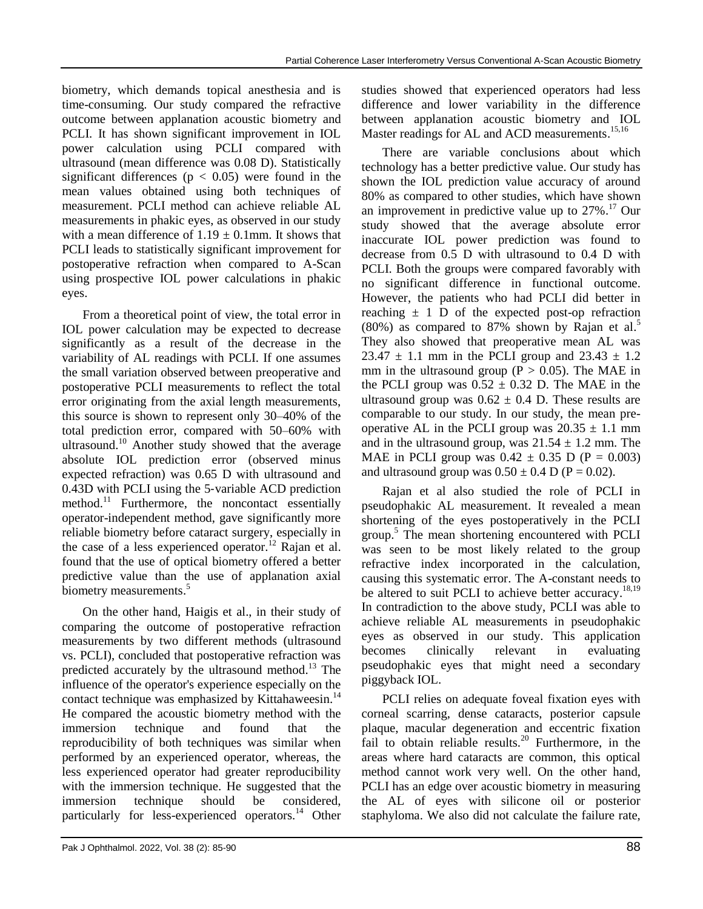biometry, which demands topical anesthesia and is time-consuming. Our study compared the refractive outcome between applanation acoustic biometry and PCLI. It has shown significant improvement in IOL power calculation using PCLI compared with ultrasound (mean difference was 0.08 D). Statistically significant differences ($p < 0.05$) were found in the mean values obtained using both techniques of measurement. PCLI method can achieve reliable AL measurements in phakic eyes, as observed in our study with a mean difference of $1.19 \pm 0.1$mm. It shows that PCLI leads to statistically significant improvement for postoperative refraction when compared to A-Scan using prospective IOL power calculations in phakic eyes.

From a theoretical point of view, the total error in IOL power calculation may be expected to decrease significantly as a result of the decrease in the variability of AL readings with PCLI. If one assumes the small variation observed between preoperative and postoperative PCLI measurements to reflect the total error originating from the axial length measurements, this source is shown to represent only 30–40% of the total prediction error, compared with 50–60% with ultrasound.[10] Another study showed that the average absolute IOL prediction error (observed minus expected refraction) was 0.65 D with ultrasound and 0.43D with PCLI using the 5-variable ACD prediction method.[11] Furthermore, the noncontact essentially operator-independent method, gave significantly more reliable biometry before cataract surgery, especially in the case of a less experienced operator.[12] Rajan et al. found that the use of optical biometry offered a better predictive value than the use of applanation axial biometry measurements.[5]

On the other hand, Haigis et al., in their study of comparing the outcome of postoperative refraction measurements by two different methods (ultrasound vs. PCLI), concluded that postoperative refraction was predicted accurately by the ultrasound method.[13] The influence of the operator's experience especially on the contact technique was emphasized by Kittahaweesin.[14] He compared the acoustic biometry method with the immersion technique and found that the reproducibility of both techniques was similar when performed by an experienced operator, whereas, the less experienced operator had greater reproducibility with the immersion technique. He suggested that the immersion technique should be considered, particularly for less-experienced operators.[14] Other studies showed that experienced operators had less difference and lower variability in the difference between applanation acoustic biometry and IOL Master readings for AL and ACD measurements.[15,16]

There are variable conclusions about which technology has a better predictive value. Our study has shown the IOL prediction value accuracy of around 80% as compared to other studies, which have shown an improvement in predictive value up to 27%.[17] Our study showed that the average absolute error inaccurate IOL power prediction was found to decrease from 0.5 D with ultrasound to 0.4 D with PCLI. Both the groups were compared favorably with no significant difference in functional outcome. However, the patients who had PCLI did better in reaching $\pm$ 1 D of the expected post-op refraction (80%) as compared to 87% shown by Rajan et al.[5] They also showed that preoperative mean AL was $23.47 \pm 1.1$ mm in the PCLI group and $23.43 \pm 1.2$ mm in the ultrasound group ($P > 0.05$). The MAE in the PCLI group was $0.52 \pm 0.32$ D. The MAE in the ultrasound group was $0.62 \pm 0.4$ D. These results are comparable to our study. In our study, the mean pre-operative AL in the PCLI group was $20.35 \pm 1.1$ mm and in the ultrasound group, was $21.54 \pm 1.2$ mm. The MAE in PCLI group was $0.42 \pm 0.35$ D ($P = 0.003$) and ultrasound group was $0.50 \pm 0.4$ D ($P = 0.02$).

Rajan et al also studied the role of PCLI in pseudophakic AL measurement. It revealed a mean shortening of the eyes postoperatively in the PCLI group.[5] The mean shortening encountered with PCLI was seen to be most likely related to the group refractive index incorporated in the calculation, causing this systematic error. The A-constant needs to be altered to suit PCLI to achieve better accuracy.[18,19] In contradiction to the above study, PCLI was able to achieve reliable AL measurements in pseudophakic eyes as observed in our study. This application becomes clinically relevant in evaluating pseudophakic eyes that might need a secondary piggyback IOL.

PCLI relies on adequate foveal fixation eyes with corneal scarring, dense cataracts, posterior capsule plaque, macular degeneration and eccentric fixation fail to obtain reliable results.[20] Furthermore, in the areas where hard cataracts are common, this optical method cannot work very well. On the other hand, PCLI has an edge over acoustic biometry in measuring the AL of eyes with silicone oil or posterior staphyloma. We also did not calculate the failure rate,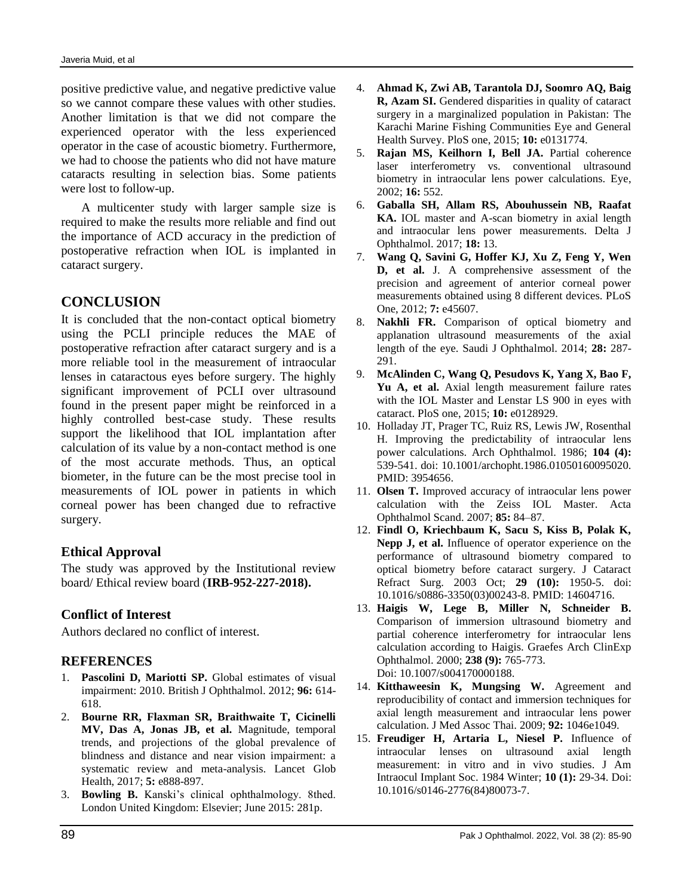positive predictive value, and negative predictive value so we cannot compare these values with other studies. Another limitation is that we did not compare the experienced operator with the less experienced operator in the case of acoustic biometry. Furthermore, we had to choose the patients who did not have mature cataracts resulting in selection bias. Some patients were lost to follow-up.

A multicenter study with larger sample size is required to make the results more reliable and find out the importance of ACD accuracy in the prediction of postoperative refraction when IOL is implanted in cataract surgery.

## CONCLUSION

It is concluded that the non-contact optical biometry using the PCLI principle reduces the MAE of postoperative refraction after cataract surgery and is a more reliable tool in the measurement of intraocular lenses in cataractous eyes before surgery. The highly significant improvement of PCLI over ultrasound found in the present paper might be reinforced in a highly controlled best-case study. These results support the likelihood that IOL implantation after calculation of its value by a non-contact method is one of the most accurate methods. Thus, an optical biometer, in the future can be the most precise tool in measurements of IOL power in patients in which corneal power has been changed due to refractive surgery.

### Ethical Approval

The study was approved by the Institutional review board/ Ethical review board (**IRB-952-227-2018).**

### Conflict of Interest

Authors declared no conflict of interest.

## REFERENCES

1. **Pascolini D, Mariotti SP.** Global estimates of visual impairment: 2010. British J Ophthalmol. 2012; **96:** 614-618.
2. **Bourne RR, Flaxman SR, Braithwaite T, Cicinelli MV, Das A, Jonas JB, et al.** Magnitude, temporal trends, and projections of the global prevalence of blindness and distance and near vision impairment: a systematic review and meta-analysis. Lancet Glob Health, 2017; **5:** e888-897.
3. **Bowling B.** Kanski's clinical ophthalmology. 8thed. London United Kingdom: Elsevier; June 2015: 281p.
4. **Ahmad K, Zwi AB, Tarantola DJ, Soomro AQ, Baig R, Azam SI.** Gendered disparities in quality of cataract surgery in a marginalized population in Pakistan: The Karachi Marine Fishing Communities Eye and General Health Survey. PloS one, 2015; **10:** e0131774.
5. **Rajan MS, Keilhorn I, Bell JA.** Partial coherence laser interferometry vs. conventional ultrasound biometry in intraocular lens power calculations. Eye, 2002; **16:** 552.
6. **Gaballa SH, Allam RS, Abouhussein NB, Raafat KA.** IOL master and A-scan biometry in axial length and intraocular lens power measurements. Delta J Ophthalmol. 2017; **18:** 13.
7. **Wang Q, Savini G, Hoffer KJ, Xu Z, Feng Y, Wen D, et al.** J. A comprehensive assessment of the precision and agreement of anterior corneal power measurements obtained using 8 different devices. PLoS One, 2012; **7:** e45607.
8. **Nakhli FR.** Comparison of optical biometry and applanation ultrasound measurements of the axial length of the eye. Saudi J Ophthalmol. 2014; **28:** 287-291.
9. **McAlinden C, Wang Q, Pesudovs K, Yang X, Bao F, Yu A, et al.** Axial length measurement failure rates with the IOL Master and Lenstar LS 900 in eyes with cataract. PloS one, 2015; **10:** e0128929.
10. Holladay JT, Prager TC, Ruiz RS, Lewis JW, Rosenthal H. Improving the predictability of intraocular lens power calculations. Arch Ophthalmol. 1986; **104 (4):** 539-541. doi: 10.1001/archopht.1986.01050160095020. PMID: 3954656.
11. **Olsen T.** Improved accuracy of intraocular lens power calculation with the Zeiss IOL Master. Acta Ophthalmol Scand. 2007; **85:** 84–87.
12. **Findl O, Kriechbaum K, Sacu S, Kiss B, Polak K, Nepp J, et al.** Influence of operator experience on the performance of ultrasound biometry compared to optical biometry before cataract surgery. J Cataract Refract Surg. 2003 Oct; **29 (10):** 1950-5. doi: 10.1016/s0886-3350(03)00243-8. PMID: 14604716.
13. **Haigis W, Lege B, Miller N, Schneider B.** Comparison of immersion ultrasound biometry and partial coherence interferometry for intraocular lens calculation according to Haigis. Graefes Arch ClinExp Ophthalmol. 2000; **238 (9):** 765-773. Doi: 10.1007/s004170000188.
14. **Kitthaweesin K, Mungsing W.** Agreement and reproducibility of contact and immersion techniques for axial length measurement and intraocular lens power calculation. J Med Assoc Thai. 2009; **92:** 1046e1049.
15. **Freudiger H, Artaria L, Niesel P.** Influence of intraocular lenses on ultrasound axial length measurement: in vitro and in vivo studies. J Am Intraocul Implant Soc. 1984 Winter; **10 (1):** 29-34. Doi: 10.1016/s0146-2776(84)80073-7.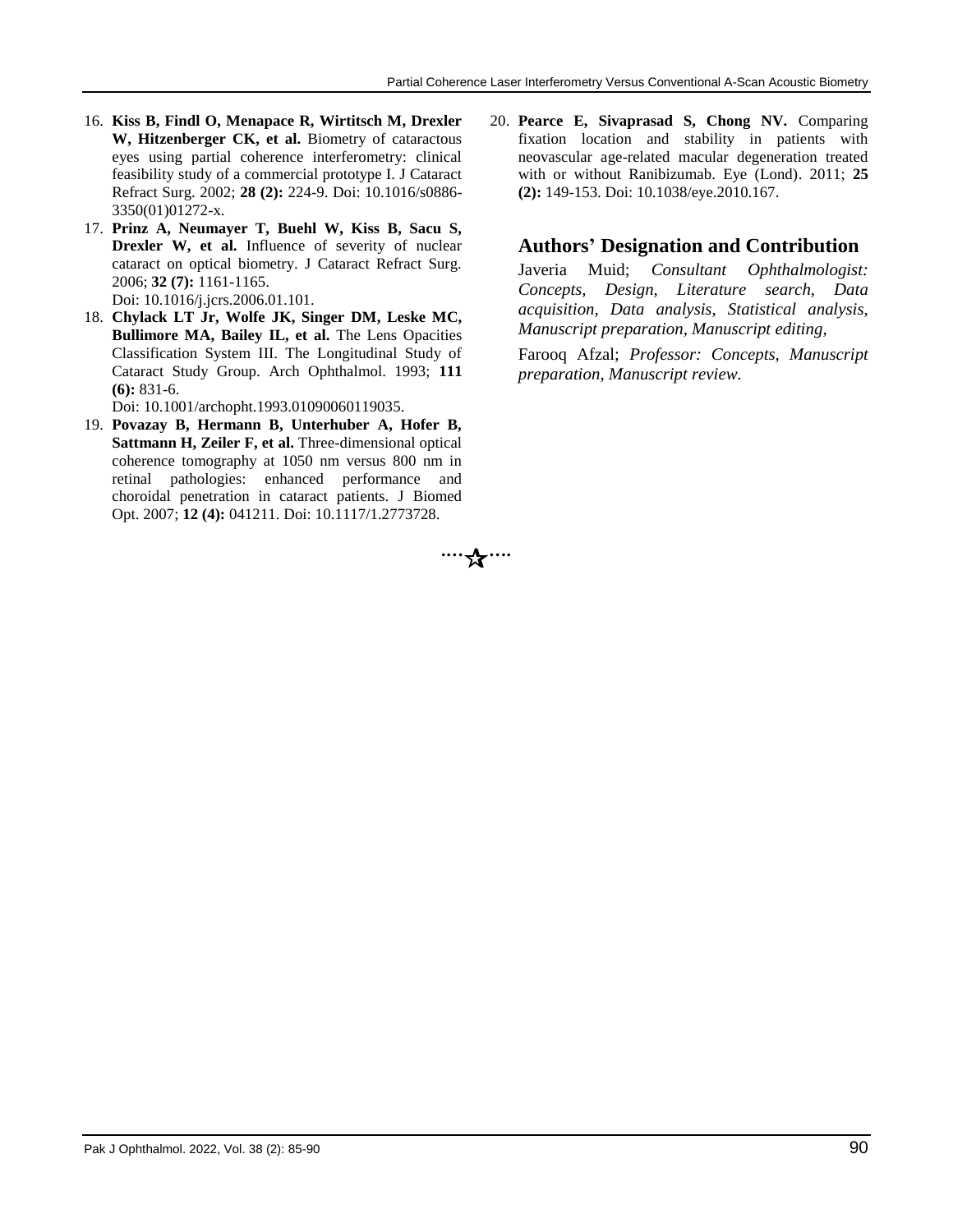16. **Kiss B, Findl O, Menapace R, Wirtitsch M, Drexler W, Hitzenberger CK, et al.** Biometry of cataractous eyes using partial coherence interferometry: clinical feasibility study of a commercial prototype I. J Cataract Refract Surg. 2002; **28 (2):** 224-9. Doi: 10.1016/s0886-3350(01)01272-x.
17. **Prinz A, Neumayer T, Buehl W, Kiss B, Sacu S, Drexler W, et al.** Influence of severity of nuclear cataract on optical biometry. J Cataract Refract Surg. 2006; **32 (7):** 1161-1165. Doi: 10.1016/j.jcrs.2006.01.101.
18. **Chylack LT Jr, Wolfe JK, Singer DM, Leske MC, Bullimore MA, Bailey IL, et al.** The Lens Opacities Classification System III. The Longitudinal Study of Cataract Study Group. Arch Ophthalmol. 1993; **111 (6):** 831-6. Doi: 10.1001/archopht.1993.01090060119035.
19. **Povazay B, Hermann B, Unterhuber A, Hofer B, Sattmann H, Zeiler F, et al.** Three-dimensional optical coherence tomography at 1050 nm versus 800 nm in retinal pathologies: enhanced performance and choroidal penetration in cataract patients. J Biomed Opt. 2007; **12 (4):** 041211. Doi: 10.1117/1.2773728.
20. **Pearce E, Sivaprasad S, Chong NV.** Comparing fixation location and stability in patients with neovascular age-related macular degeneration treated with or without Ranibizumab. Eye (Lond). 2011; **25 (2):** 149-153. Doi: 10.1038/eye.2010.167.

## Authors' Designation and Contribution

Javeria Muid; *Consultant Ophthalmologist: Concepts, Design, Literature search, Data acquisition, Data analysis, Statistical analysis, Manuscript preparation, Manuscript editing,*

Farooq Afzal; *Professor: Concepts, Manuscript preparation, Manuscript review.*

....☆....